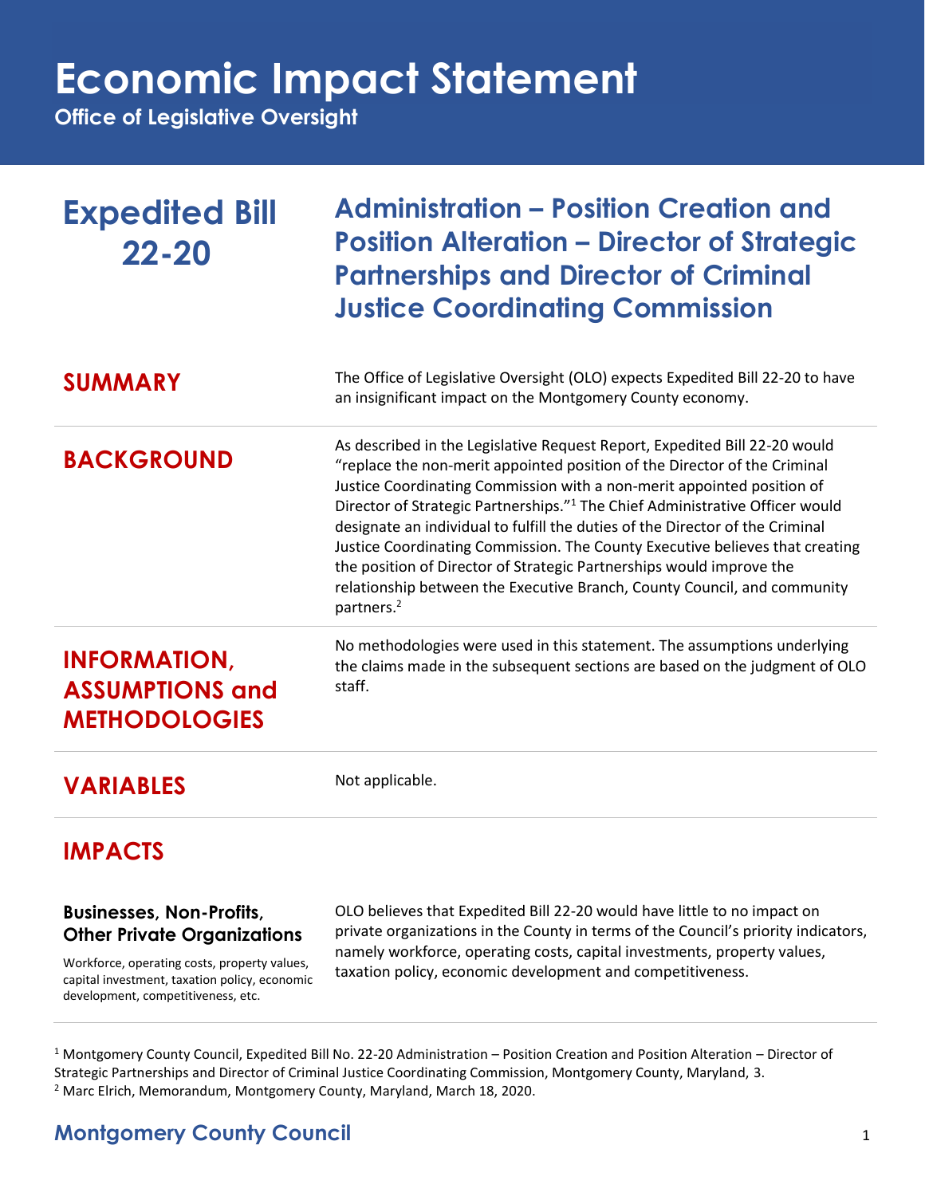# Economic Impact Statement

**Office of Legislative Oversight**

## Expedited Bill 22-20

## Administration – Position Creation and Position Alteration – Director of Strategic Partnerships and Director of Criminal Justice Coordinating Commission

## SUMMARY

The Office of Legislative Oversight (OLO) expects Expedited Bill 22-20 to have an insignificant impact on the Montgomery County economy.

## BACKGROUND

As described in the Legislative Request Report, Expedited Bill 22-20 would "replace the non-merit appointed position of the Director of the Criminal Justice Coordinating Commission with a non-merit appointed position of Director of Strategic Partnerships."[1] The Chief Administrative Officer would designate an individual to fulfill the duties of the Director of the Criminal Justice Coordinating Commission. The County Executive believes that creating the position of Director of Strategic Partnerships would improve the relationship between the Executive Branch, County Council, and community partners.[2]

## INFORMATION, ASSUMPTIONS and METHODOLOGIES

No methodologies were used in this statement. The assumptions underlying the claims made in the subsequent sections are based on the judgment of OLO staff.

## VARIABLES

Not applicable.

## IMPACTS

### Businesses, Non-Profits, Other Private Organizations

Workforce, operating costs, property values, capital investment, taxation policy, economic development, competitiveness, etc.

OLO believes that Expedited Bill 22-20 would have little to no impact on private organizations in the County in terms of the Council's priority indicators, namely workforce, operating costs, capital investments, property values, taxation policy, economic development and competitiveness.

---

[1] Montgomery County Council, Expedited Bill No. 22-20 Administration – Position Creation and Position Alteration – Director of Strategic Partnerships and Director of Criminal Justice Coordinating Commission, Montgomery County, Maryland, 3.

[2] Marc Elrich, Memorandum, Montgomery County, Maryland, March 18, 2020.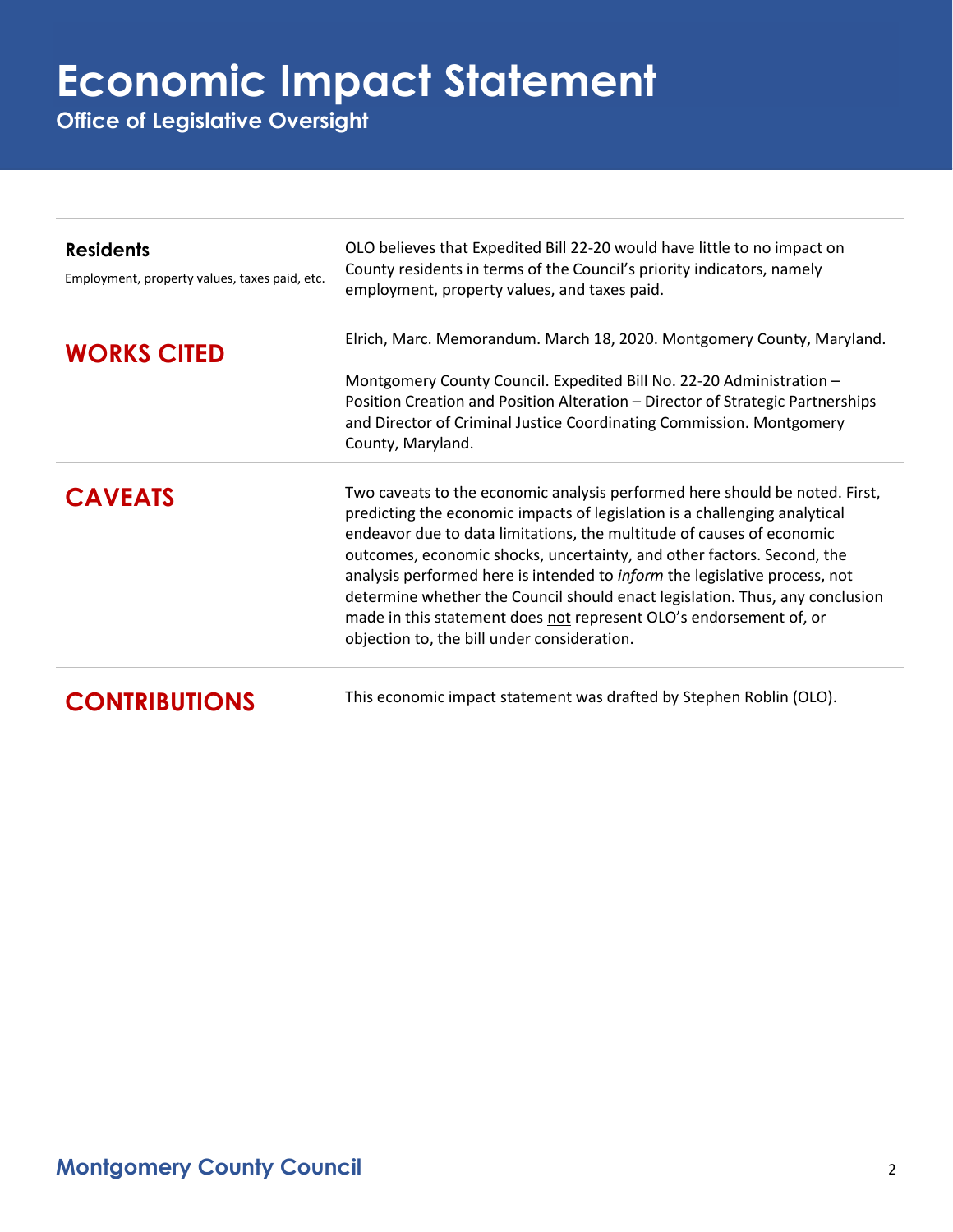# Economic Impact Statement

**Office of Legislative Oversight**

**Residents**

Employment, property values, taxes paid, etc.

OLO believes that Expedited Bill 22-20 would have little to no impact on County residents in terms of the Council's priority indicators, namely employment, property values, and taxes paid.

## WORKS CITED

Elrich, Marc. Memorandum. March 18, 2020. Montgomery County, Maryland.

Montgomery County Council. Expedited Bill No. 22-20 Administration – Position Creation and Position Alteration – Director of Strategic Partnerships and Director of Criminal Justice Coordinating Commission. Montgomery County, Maryland.

## CAVEATS

Two caveats to the economic analysis performed here should be noted. First, predicting the economic impacts of legislation is a challenging analytical endeavor due to data limitations, the multitude of causes of economic outcomes, economic shocks, uncertainty, and other factors. Second, the analysis performed here is intended to *inform* the legislative process, not determine whether the Council should enact legislation. Thus, any conclusion made in this statement does not represent OLO's endorsement of, or objection to, the bill under consideration.

## CONTRIBUTIONS

This economic impact statement was drafted by Stephen Roblin (OLO).

**Montgomery County Council**